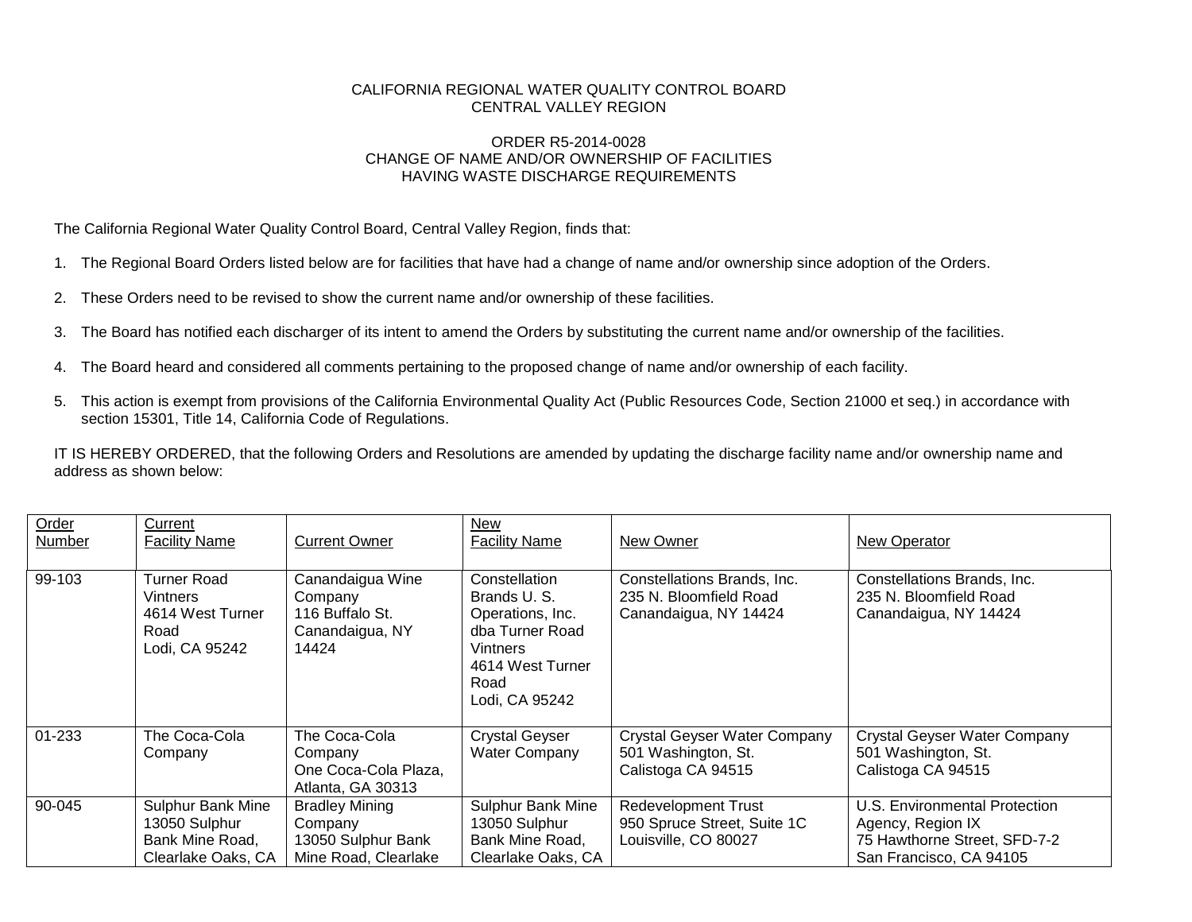CALIFORNIA REGIONAL WATER QUALITY CONTROL BOARD
CENTRAL VALLEY REGION

ORDER R5-2014-0028
CHANGE OF NAME AND/OR OWNERSHIP OF FACILITIES
HAVING WASTE DISCHARGE REQUIREMENTS

The California Regional Water Quality Control Board, Central Valley Region, finds that:

1. The Regional Board Orders listed below are for facilities that have had a change of name and/or ownership since adoption of the Orders.

2. These Orders need to be revised to show the current name and/or ownership of these facilities.

3. The Board has notified each discharger of its intent to amend the Orders by substituting the current name and/or ownership of the facilities.

4. The Board heard and considered all comments pertaining to the proposed change of name and/or ownership of each facility.

5. This action is exempt from provisions of the California Environmental Quality Act (Public Resources Code, Section 21000 et seq.) in accordance with section 15301, Title 14, California Code of Regulations.

IT IS HEREBY ORDERED, that the following Orders and Resolutions are amended by updating the discharge facility name and/or ownership name and address as shown below:

| Order Number | Current Facility Name | Current Owner | New Facility Name | New Owner | New Operator |
|---|---|---|---|---|---|
| 99-103 | Turner Road Vintners 4614 West Turner Road Lodi, CA 95242 | Canandaigua Wine Company 116 Buffalo St. Canandaigua, NY 14424 | Constellation Brands U. S. Operations, Inc. dba Turner Road Vintners 4614 West Turner Road Lodi, CA 95242 | Constellations Brands, Inc. 235 N. Bloomfield Road Canandaigua, NY 14424 | Constellations Brands, Inc. 235 N. Bloomfield Road Canandaigua, NY 14424 |
| 01-233 | The Coca-Cola Company | The Coca-Cola Company One Coca-Cola Plaza, Atlanta, GA 30313 | Crystal Geyser Water Company | Crystal Geyser Water Company 501 Washington, St. Calistoga CA 94515 | Crystal Geyser Water Company 501 Washington, St. Calistoga CA 94515 |
| 90-045 | Sulphur Bank Mine 13050 Sulphur Bank Mine Road, Clearlake Oaks, CA | Bradley Mining Company 13050 Sulphur Bank Mine Road, Clearlake | Sulphur Bank Mine 13050 Sulphur Bank Mine Road, Clearlake Oaks, CA | Redevelopment Trust 950 Spruce Street, Suite 1C Louisville, CO 80027 | U.S. Environmental Protection Agency, Region IX 75 Hawthorne Street, SFD-7-2 San Francisco, CA 94105 |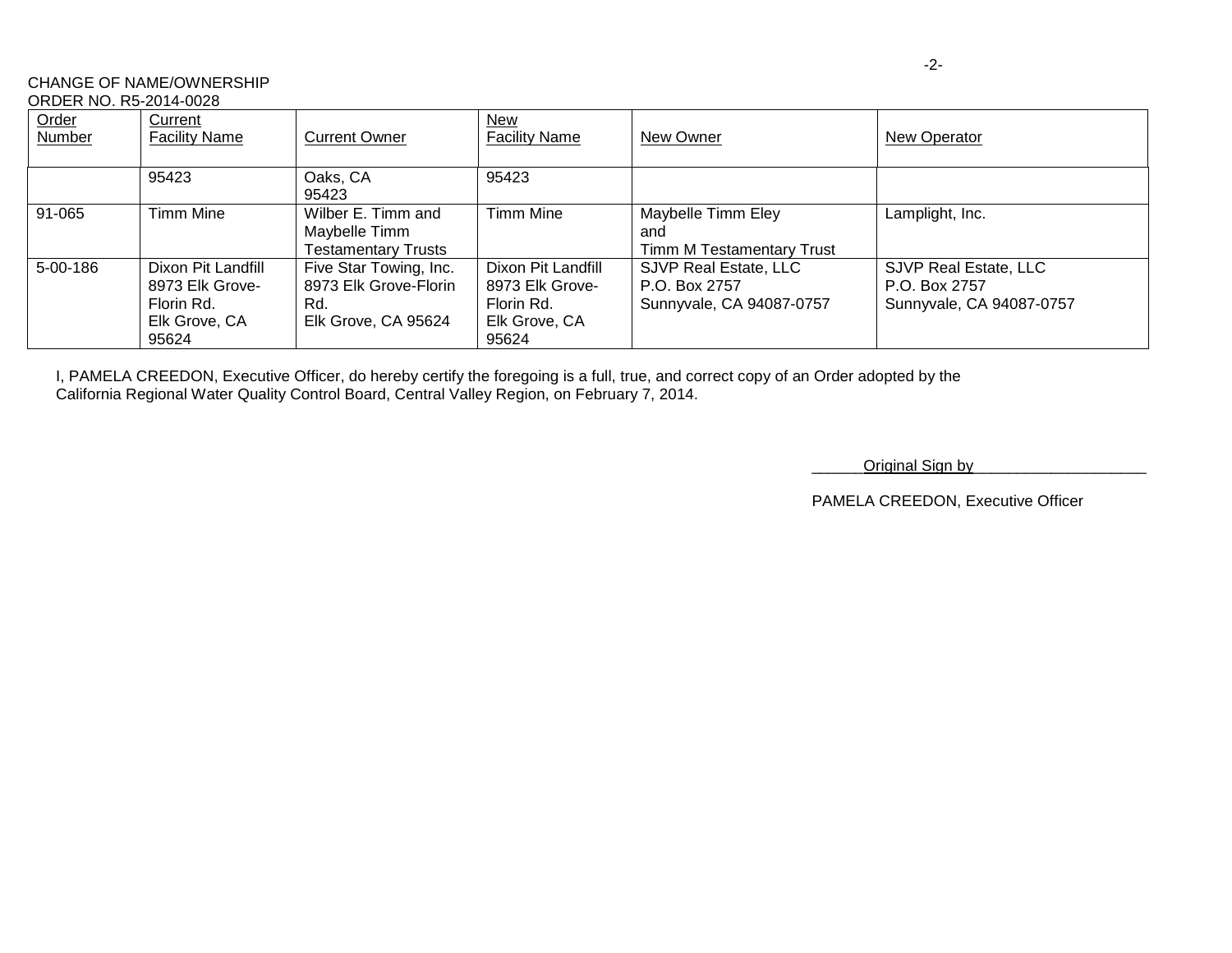CHANGE OF NAME/OWNERSHIP
ORDER NO. R5-2014-0028

| Order Number | Current Facility Name | Current Owner | New Facility Name | New Owner | New Operator |
|---|---|---|---|---|---|
| | 95423 | Oaks, CA 95423 | 95423 | | |
| 91-065 | Timm Mine | Wilber E. Timm and Maybelle Timm Testamentary Trusts | Timm Mine | Maybelle Timm Eley and Timm M Testamentary Trust | Lamplight, Inc. |
| 5-00-186 | Dixon Pit Landfill 8973 Elk Grove-Florin Rd. Elk Grove, CA 95624 | Five Star Towing, Inc. 8973 Elk Grove-Florin Rd. Elk Grove, CA 95624 | Dixon Pit Landfill 8973 Elk Grove-Florin Rd. Elk Grove, CA 95624 | SJVP Real Estate, LLC P.O. Box 2757 Sunnyvale, CA 94087-0757 | SJVP Real Estate, LLC P.O. Box 2757 Sunnyvale, CA 94087-0757 |

I, PAMELA CREEDON, Executive Officer, do hereby certify the foregoing is a full, true, and correct copy of an Order adopted by the California Regional Water Quality Control Board, Central Valley Region, on February 7, 2014.

______Original Sign by____________________

PAMELA CREEDON, Executive Officer